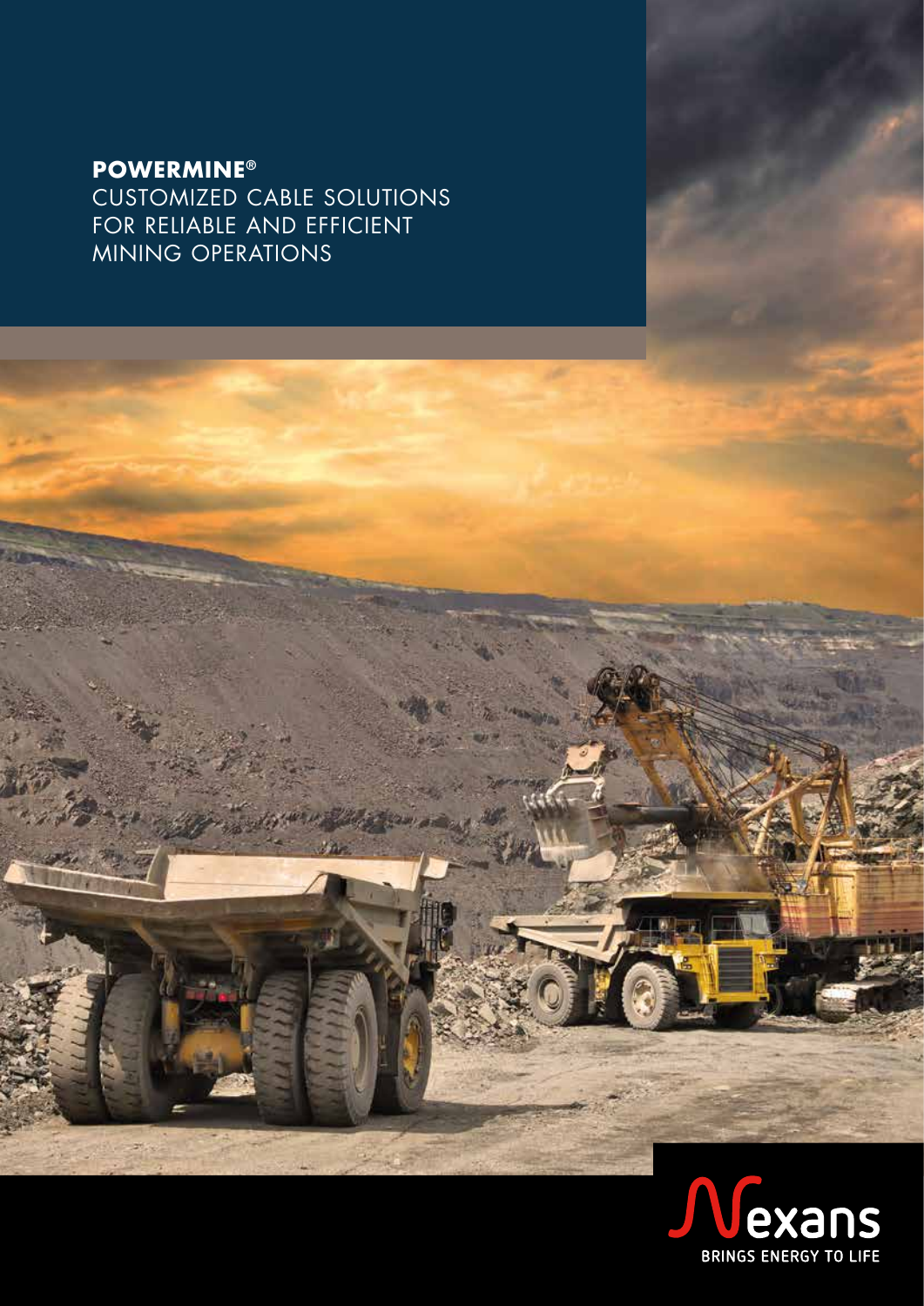# POWERMINE®

CUSTOMIZED CABLE SOLUTIONS FOR RELIABLE AND EFFICIENT MINING OPERATIONS

Nexans

BRINGS ENERGY TO LIFE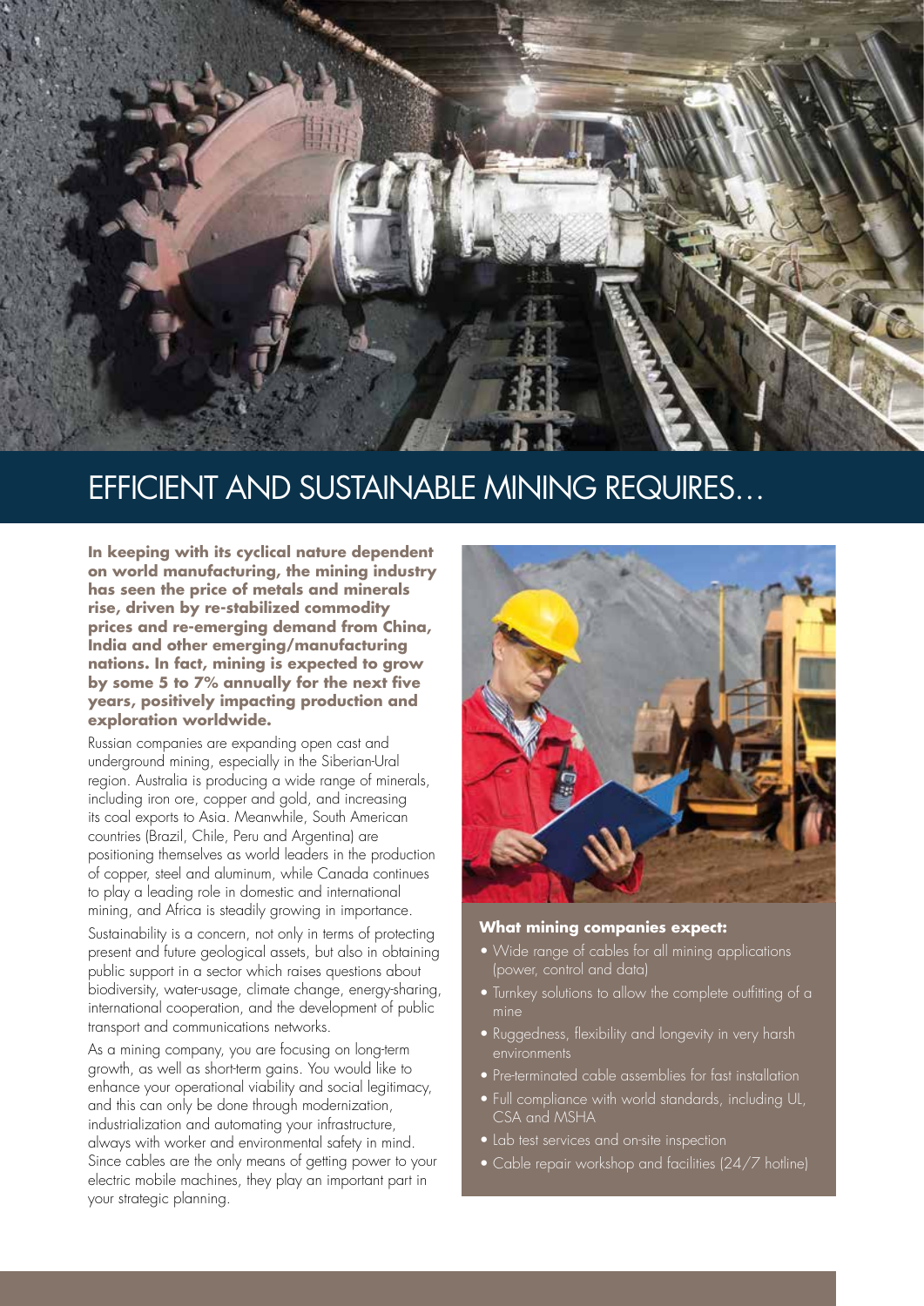# EFFICIENT AND SUSTAINABLE MINING REQUIRES…

**In keeping with its cyclical nature dependent on world manufacturing, the mining industry has seen the price of metals and minerals rise, driven by re-stabilized commodity prices and re-emerging demand from China, India and other emerging/manufacturing nations. In fact, mining is expected to grow by some 5 to 7% annually for the next five years, positively impacting production and exploration worldwide.**

Russian companies are expanding open cast and underground mining, especially in the Siberian-Ural region. Australia is producing a wide range of minerals, including iron ore, copper and gold, and increasing its coal exports to Asia. Meanwhile, South American countries (Brazil, Chile, Peru and Argentina) are positioning themselves as world leaders in the production of copper, steel and aluminum, while Canada continues to play a leading role in domestic and international mining, and Africa is steadily growing in importance.

Sustainability is a concern, not only in terms of protecting present and future geological assets, but also in obtaining public support in a sector which raises questions about biodiversity, water-usage, climate change, energy-sharing, international cooperation, and the development of public transport and communications networks.

As a mining company, you are focusing on long-term growth, as well as short-term gains. You would like to enhance your operational viability and social legitimacy, and this can only be done through modernization, industrialization and automating your infrastructure, always with worker and environmental safety in mind. Since cables are the only means of getting power to your electric mobile machines, they play an important part in your strategic planning.

**What mining companies expect:**

- Wide range of cables for all mining applications (power, control and data)
- Turnkey solutions to allow the complete outfitting of a mine
- Ruggedness, flexibility and longevity in very harsh environments
- Pre-terminated cable assemblies for fast installation
- Full compliance with world standards, including UL, CSA and MSHA
- Lab test services and on-site inspection
- Cable repair workshop and facilities (24/7 hotline)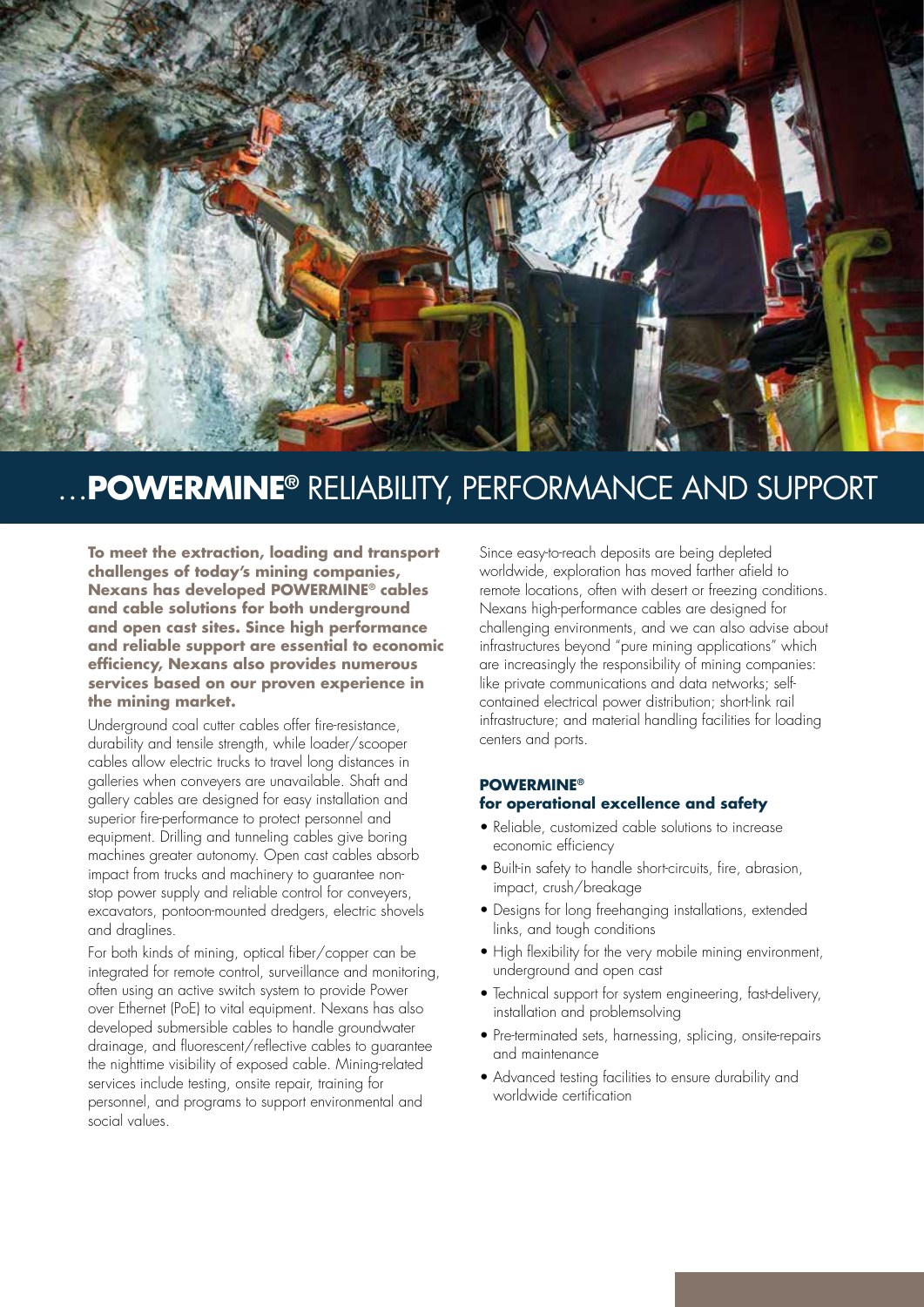# …**POWERMINE®** RELIABILITY, PERFORMANCE AND SUPPORT

**To meet the extraction, loading and transport challenges of today's mining companies, Nexans has developed POWERMINE® cables and cable solutions for both underground and open cast sites. Since high performance and reliable support are essential to economic efficiency, Nexans also provides numerous services based on our proven experience in the mining market.**

Underground coal cutter cables offer fire-resistance, durability and tensile strength, while loader/scooper cables allow electric trucks to travel long distances in galleries when conveyers are unavailable. Shaft and gallery cables are designed for easy installation and superior fire-performance to protect personnel and equipment. Drilling and tunneling cables give boring machines greater autonomy. Open cast cables absorb impact from trucks and machinery to guarantee non-stop power supply and reliable control for conveyers, excavators, pontoon-mounted dredgers, electric shovels and draglines.

For both kinds of mining, optical fiber/copper can be integrated for remote control, surveillance and monitoring, often using an active switch system to provide Power over Ethernet (PoE) to vital equipment. Nexans has also developed submersible cables to handle groundwater drainage, and fluorescent/reflective cables to guarantee the nighttime visibility of exposed cable. Mining-related services include testing, onsite repair, training for personnel, and programs to support environmental and social values.

Since easy-to-reach deposits are being depleted worldwide, exploration has moved farther afield to remote locations, often with desert or freezing conditions. Nexans high-performance cables are designed for challenging environments, and we can also advise about infrastructures beyond "pure mining applications" which are increasingly the responsibility of mining companies: like private communications and data networks; self-contained electrical power distribution; short-link rail infrastructure; and material handling facilities for loading centers and ports.

### POWERMINE®
### for operational excellence and safety

- Reliable, customized cable solutions to increase economic efficiency
- Built-in safety to handle short-circuits, fire, abrasion, impact, crush/breakage
- Designs for long freehanging installations, extended links, and tough conditions
- High flexibility for the very mobile mining environment, underground and open cast
- Technical support for system engineering, fast-delivery, installation and problemsolving
- Pre-terminated sets, harnessing, splicing, onsite-repairs and maintenance
- Advanced testing facilities to ensure durability and worldwide certification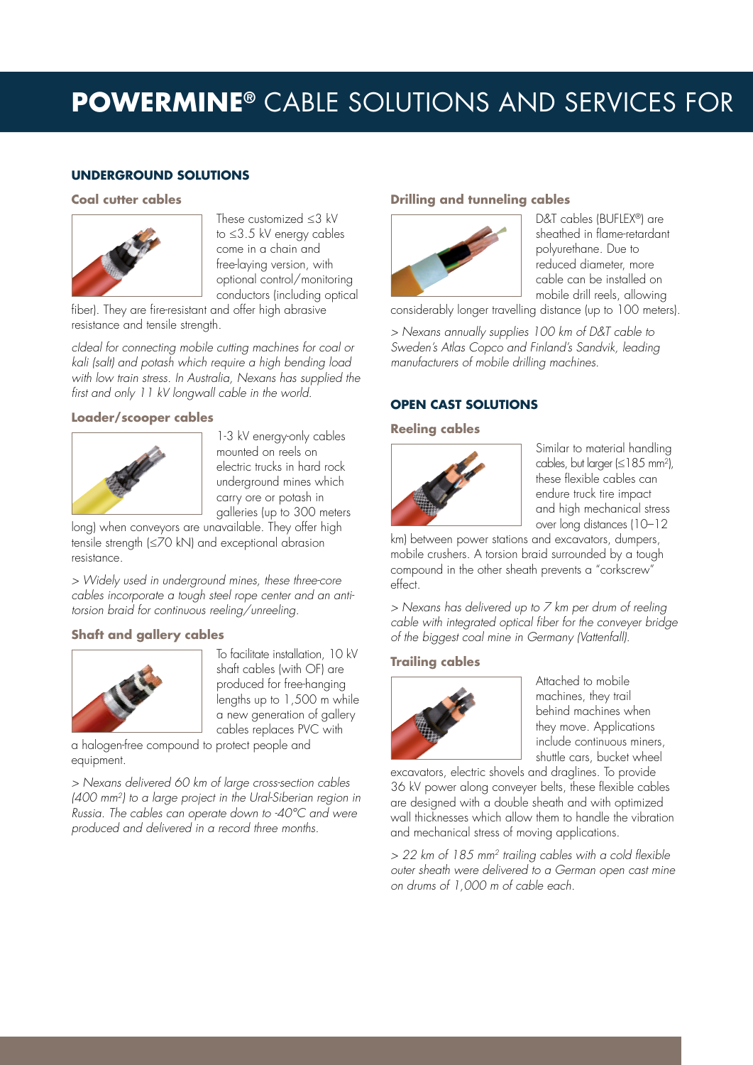# POWERMINE® CABLE SOLUTIONS AND SERVICES FOR

## UNDERGROUND SOLUTIONS

### Coal cutter cables

These customized ≤3 kV to ≤3.5 kV energy cables come in a chain and free-laying version, with optional control/monitoring conductors (including optical fiber). They are fire-resistant and offer high abrasive resistance and tensile strength.

*cIdeal for connecting mobile cutting machines for coal or kali (salt) and potash which require a high bending load with low train stress. In Australia, Nexans has supplied the first and only 11 kV longwall cable in the world.*

### Loader/scooper cables

1-3 kV energy-only cables mounted on reels on electric trucks in hard rock underground mines which carry ore or potash in galleries (up to 300 meters long) when conveyors are unavailable. They offer high tensile strength (≤70 kN) and exceptional abrasion resistance.

*> Widely used in underground mines, these three-core cables incorporate a tough steel rope center and an anti-torsion braid for continuous reeling/unreeling.*

### Shaft and gallery cables

To facilitate installation, 10 kV shaft cables (with OF) are produced for free-hanging lengths up to 1,500 m while a new generation of gallery cables replaces PVC with a halogen-free compound to protect people and equipment.

*> Nexans delivered 60 km of large cross-section cables (400 mm²) to a large project in the Ural-Siberian region in Russia. The cables can operate down to -40°C and were produced and delivered in a record three months.*

### Drilling and tunneling cables

D&T cables (BUFLEX®) are sheathed in flame-retardant polyurethane. Due to reduced diameter, more cable can be installed on mobile drill reels, allowing considerably longer travelling distance (up to 100 meters).

*> Nexans annually supplies 100 km of D&T cable to Sweden's Atlas Copco and Finland's Sandvik, leading manufacturers of mobile drilling machines.*

## OPEN CAST SOLUTIONS

### Reeling cables

Similar to material handling cables, but larger (≤185 mm²), these flexible cables can endure truck tire impact and high mechanical stress over long distances (10–12 km) between power stations and excavators, dumpers, mobile crushers. A torsion braid surrounded by a tough compound in the other sheath prevents a "corkscrew" effect.

*> Nexans has delivered up to 7 km per drum of reeling cable with integrated optical fiber for the conveyer bridge of the biggest coal mine in Germany (Vattenfall).*

### Trailing cables

Attached to mobile machines, they trail behind machines when they move. Applications include continuous miners, shuttle cars, bucket wheel excavators, electric shovels and draglines. To provide 36 kV power along conveyer belts, these flexible cables are designed with a double sheath and with optimized wall thicknesses which allow them to handle the vibration and mechanical stress of moving applications.

*> 22 km of 185 mm² trailing cables with a cold flexible outer sheath were delivered to a German open cast mine on drums of 1,000 m of cable each.*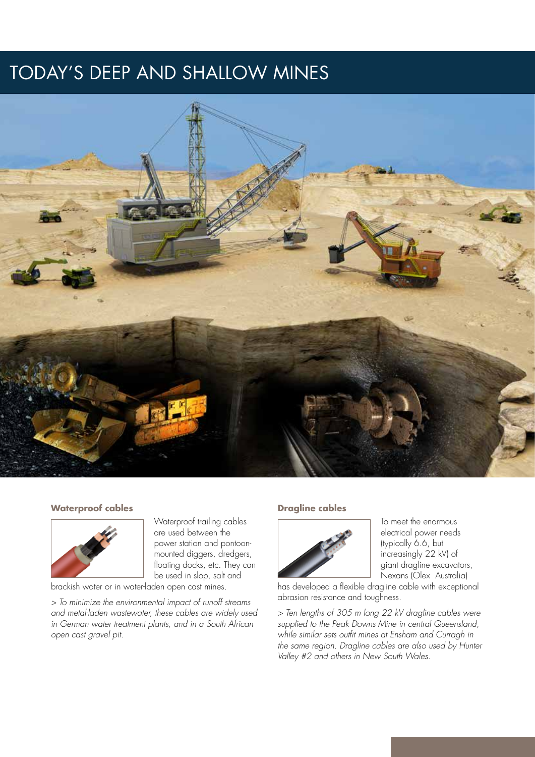# TODAY'S DEEP AND SHALLOW MINES

### Waterproof cables

Waterproof trailing cables are used between the power station and pontoon-mounted diggers, dredgers, floating docks, etc. They can be used in slop, salt and brackish water or in water-laden open cast mines.

*> To minimize the environmental impact of runoff streams and metal-laden wastewater, these cables are widely used in German water treatment plants, and in a South African open cast gravel pit.*

### Dragline cables

To meet the enormous electrical power needs (typically 6.6, but increasingly 22 kV) of giant dragline excavators, Nexans (Olex Australia) has developed a flexible dragline cable with exceptional abrasion resistance and toughness.

*> Ten lengths of 305 m long 22 kV dragline cables were supplied to the Peak Downs Mine in central Queensland, while similar sets outfit mines at Ensham and Curragh in the same region. Dragline cables are also used by Hunter Valley #2 and others in New South Wales.*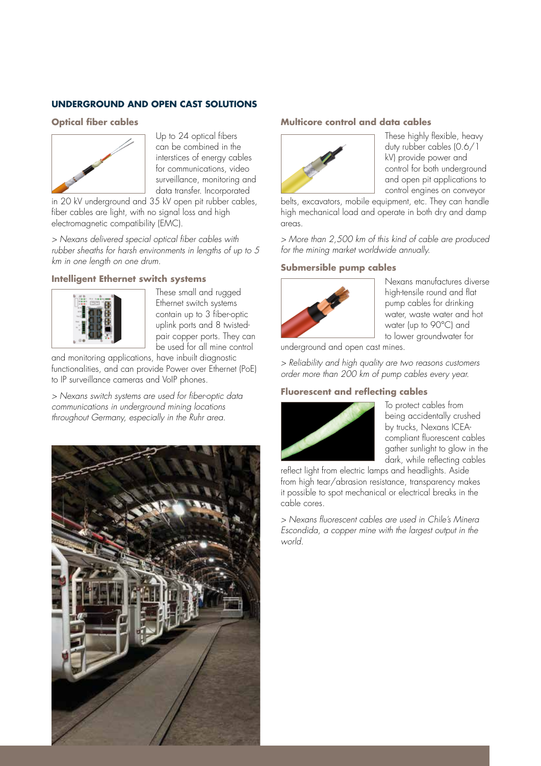## UNDERGROUND AND OPEN CAST SOLUTIONS

### Optical fiber cables

Up to 24 optical fibers can be combined in the interstices of energy cables for communications, video surveillance, monitoring and data transfer. Incorporated in 20 kV underground and 35 kV open pit rubber cables, fiber cables are light, with no signal loss and high electromagnetic compatibility (EMC).

*> Nexans delivered special optical fiber cables with rubber sheaths for harsh environments in lengths of up to 5 km in one length on one drum.*

### Intelligent Ethernet switch systems

These small and rugged Ethernet switch systems contain up to 3 fiber-optic uplink ports and 8 twisted-pair copper ports. They can be used for all mine control and monitoring applications, have inbuilt diagnostic functionalities, and can provide Power over Ethernet (PoE) to IP surveillance cameras and VoIP phones.

*> Nexans switch systems are used for fiber-optic data communications in underground mining locations throughout Germany, especially in the Ruhr area.*

### Multicore control and data cables

These highly flexible, heavy duty rubber cables (0.6/1 kV) provide power and control for both underground and open pit applications to control engines on conveyor belts, excavators, mobile equipment, etc. They can handle high mechanical load and operate in both dry and damp areas.

*> More than 2,500 km of this kind of cable are produced for the mining market worldwide annually.*

### Submersible pump cables

Nexans manufactures diverse high-tensile round and flat pump cables for drinking water, waste water and hot water (up to 90°C) and to lower groundwater for underground and open cast mines.

*> Reliability and high quality are two reasons customers order more than 200 km of pump cables every year.*

### Fluorescent and reflecting cables

To protect cables from being accidentally crushed by trucks, Nexans ICEA-compliant fluorescent cables gather sunlight to glow in the dark, while reflecting cables reflect light from electric lamps and headlights. Aside from high tear/abrasion resistance, transparency makes it possible to spot mechanical or electrical breaks in the cable cores.

*> Nexans fluorescent cables are used in Chile's Minera Escondida, a copper mine with the largest output in the world.*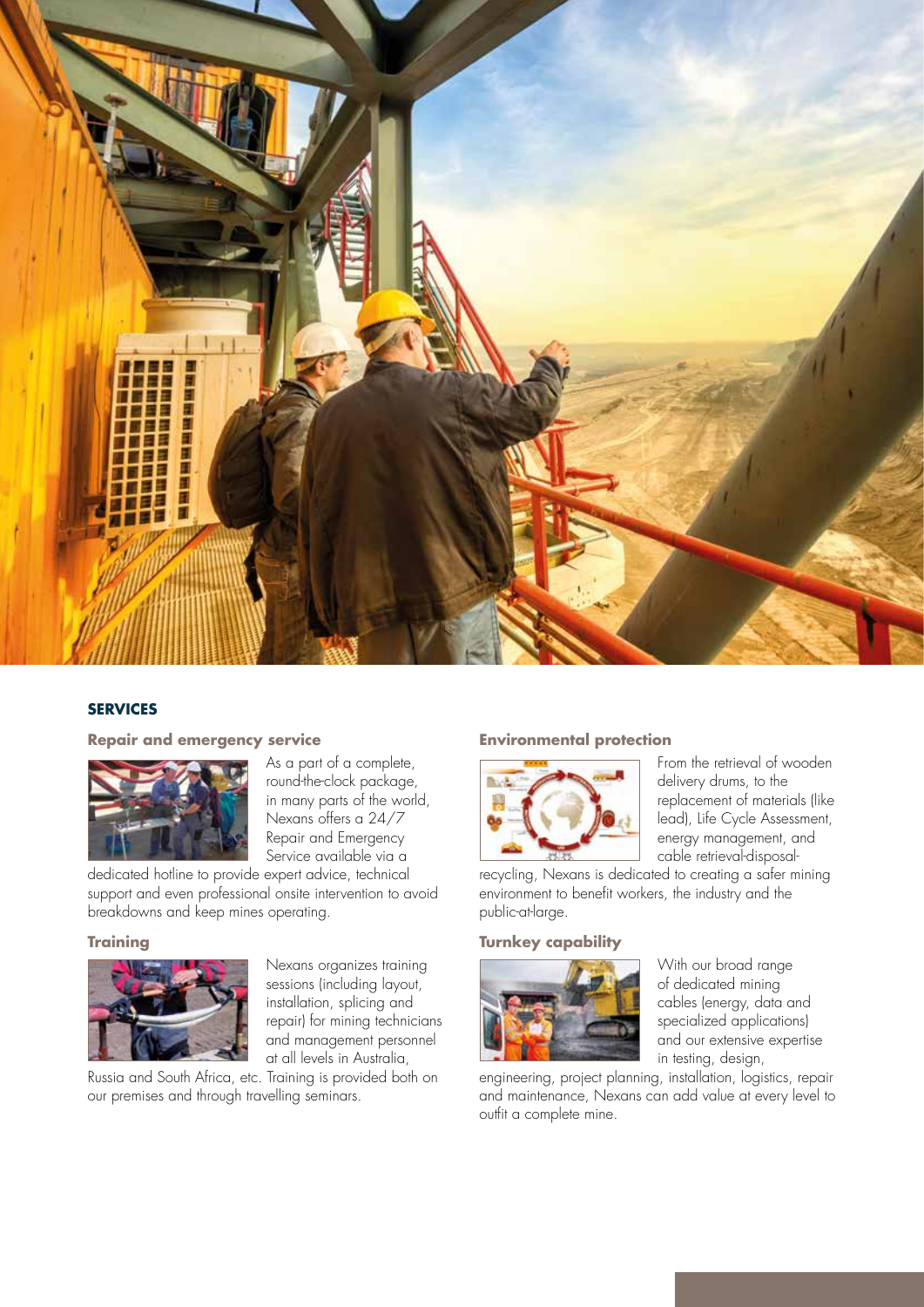## SERVICES

### Repair and emergency service

As a part of a complete, round-the-clock package, in many parts of the world, Nexans offers a 24/7 Repair and Emergency Service available via a dedicated hotline to provide expert advice, technical support and even professional onsite intervention to avoid breakdowns and keep mines operating.

### Training

Nexans organizes training sessions (including layout, installation, splicing and repair) for mining technicians and management personnel at all levels in Australia, Russia and South Africa, etc. Training is provided both on our premises and through travelling seminars.

### Environmental protection

From the retrieval of wooden delivery drums, to the replacement of materials (like lead), Life Cycle Assessment, energy management, and cable retrieval-disposal-recycling, Nexans is dedicated to creating a safer mining environment to benefit workers, the industry and the public-at-large.

### Turnkey capability

With our broad range of dedicated mining cables (energy, data and specialized applications) and our extensive expertise in testing, design, engineering, project planning, installation, logistics, repair and maintenance, Nexans can add value at every level to outfit a complete mine.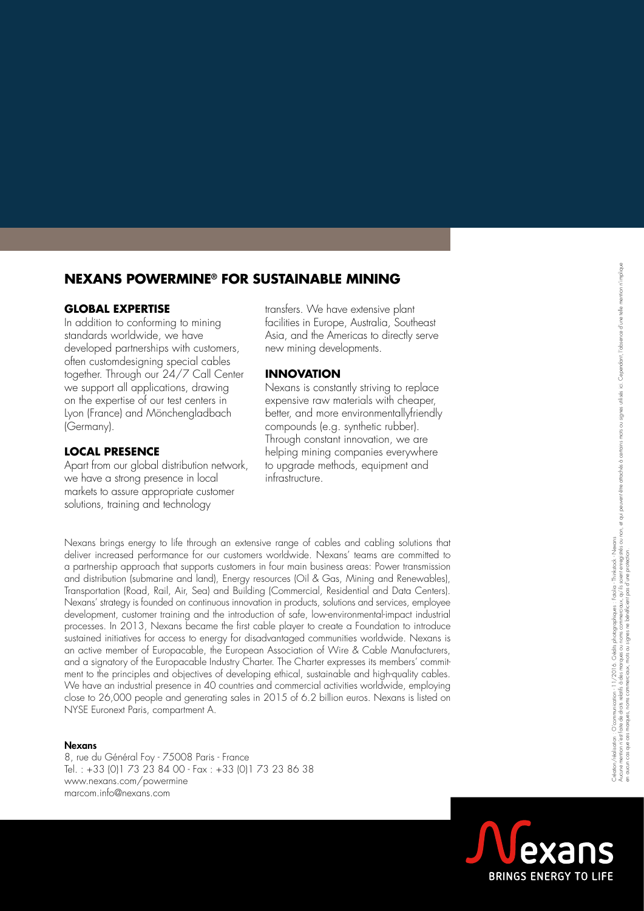## NEXANS POWERMINE® FOR SUSTAINABLE MINING

### GLOBAL EXPERTISE

In addition to conforming to mining standards worldwide, we have developed partnerships with customers, often customdesigning special cables together. Through our 24/7 Call Center we support all applications, drawing on the expertise of our test centers in Lyon (France) and Mönchengladbach (Germany).

### LOCAL PRESENCE

Apart from our global distribution network, we have a strong presence in local markets to assure appropriate customer solutions, training and technology transfers. We have extensive plant facilities in Europe, Australia, Southeast Asia, and the Americas to directly serve new mining developments.

### INNOVATION

Nexans is constantly striving to replace expensive raw materials with cheaper, better, and more environmentallyfriendly compounds (e.g. synthetic rubber). Through constant innovation, we are helping mining companies everywhere to upgrade methods, equipment and infrastructure.

Nexans brings energy to life through an extensive range of cables and cabling solutions that deliver increased performance for our customers worldwide. Nexans' teams are committed to a partnership approach that supports customers in four main business areas: Power transmission and distribution (submarine and land), Energy resources (Oil & Gas, Mining and Renewables), Transportation (Road, Rail, Air, Sea) and Building (Commercial, Residential and Data Centers). Nexans' strategy is founded on continuous innovation in products, solutions and services, employee development, customer training and the introduction of safe, low-environmental-impact industrial processes. In 2013, Nexans became the first cable player to create a Foundation to introduce sustained initiatives for access to energy for disadvantaged communities worldwide. Nexans is an active member of Europacable, the European Association of Wire & Cable Manufacturers, and a signatory of the Europacable Industry Charter. The Charter expresses its members' commitment to the principles and objectives of developing ethical, sustainable and high-quality cables. We have an industrial presence in 40 countries and commercial activities worldwide, employing close to 26,000 people and generating sales in 2015 of 6.2 billion euros. Nexans is listed on NYSE Euronext Paris, compartment A.

**Nexans**

8, rue du Général Foy - 75008 Paris - France
Tel. : +33 (0)1 73 23 84 00 - Fax : +33 (0)1 73 23 86 38
www.nexans.com/powermine
marcom.info@nexans.com

Création/réalisation : O'communication - 11/2016. Crédits photographiques : Fotolia - Thinkstock - Nexans
Aucune mention n'est faite de droits relatifs à des marques ou noms commerciaux, qu'ils soient enregistrés ou non, et qui peuvent être attachés à certains mots ou signes utilisés ici. Cependant, l'absence d'une telle mention n'implique en aucun cas que ces marques, noms commerciaux, mots ou signes ne bénéficient pas d'une protection.

Nexans
BRINGS ENERGY TO LIFE